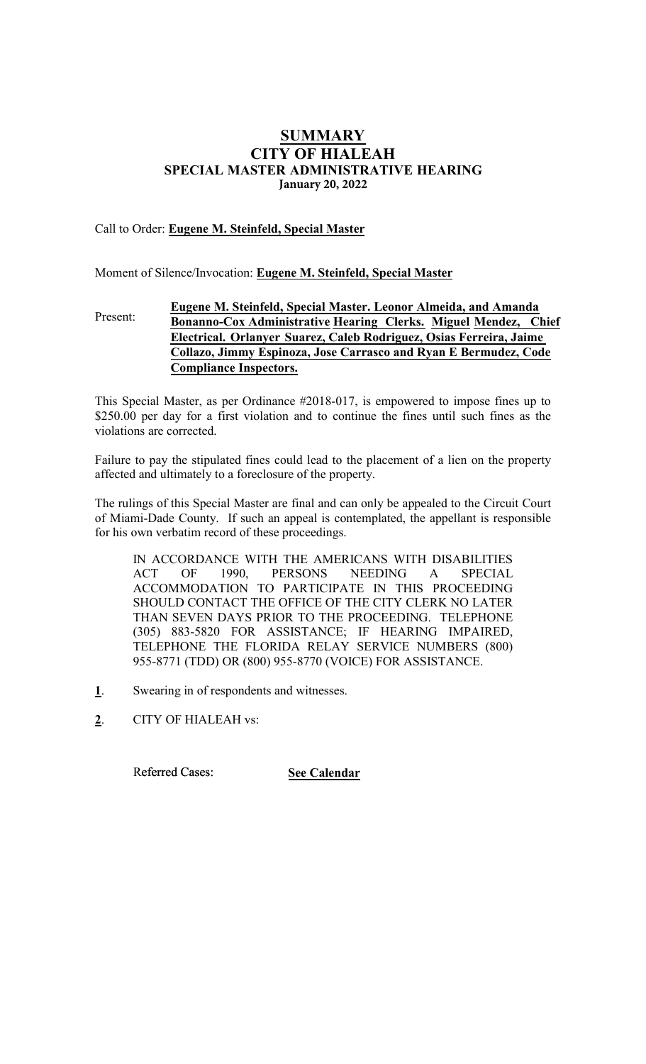# SUMMARY
# CITY OF HIALEAH
## SPECIAL MASTER ADMINISTRATIVE HEARING
### January 20, 2022

Call to Order: **Eugene M. Steinfeld, Special Master**

Moment of Silence/Invocation: **Eugene M. Steinfeld, Special Master**

Present: **Eugene M. Steinfeld, Special Master. Leonor Almeida, and Amanda Bonanno-Cox Administrative Hearing Clerks. Miguel Mendez, Chief Electrical. Orlanyer Suarez, Caleb Rodriguez, Osias Ferreira, Jaime Collazo, Jimmy Espinoza, Jose Carrasco and Ryan E Bermudez, Code Compliance Inspectors.**

This Special Master, as per Ordinance #2018-017, is empowered to impose fines up to \$250.00 per day for a first violation and to continue the fines until such fines as the violations are corrected.

Failure to pay the stipulated fines could lead to the placement of a lien on the property affected and ultimately to a foreclosure of the property.

The rulings of this Special Master are final and can only be appealed to the Circuit Court of Miami-Dade County. If such an appeal is contemplated, the appellant is responsible for his own verbatim record of these proceedings.

IN ACCORDANCE WITH THE AMERICANS WITH DISABILITIES ACT OF 1990, PERSONS NEEDING A SPECIAL ACCOMMODATION TO PARTICIPATE IN THIS PROCEEDING SHOULD CONTACT THE OFFICE OF THE CITY CLERK NO LATER THAN SEVEN DAYS PRIOR TO THE PROCEEDING. TELEPHONE (305) 883-5820 FOR ASSISTANCE; IF HEARING IMPAIRED, TELEPHONE THE FLORIDA RELAY SERVICE NUMBERS (800) 955-8771 (TDD) OR (800) 955-8770 (VOICE) FOR ASSISTANCE.

**1**. Swearing in of respondents and witnesses.

**2**. CITY OF HIALEAH vs:

Referred Cases: **See Calendar**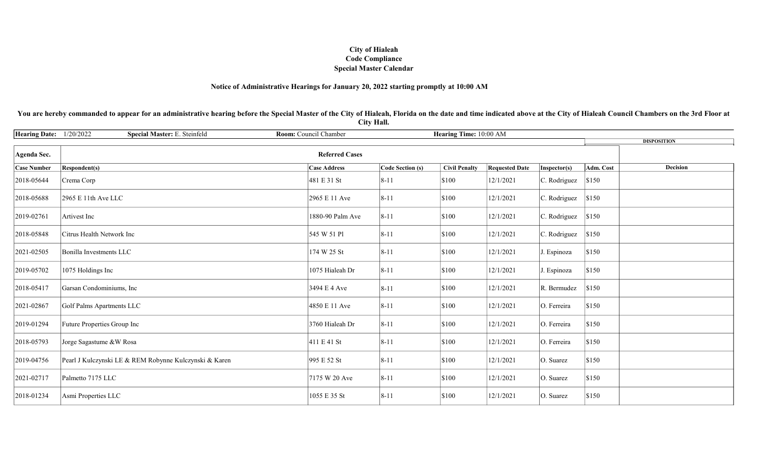**City of Hialeah**
**Code Compliance**
**Special Master Calendar**

**Notice of Administrative Hearings for January 20, 2022 starting promptly at 10:00 AM**

**You are hereby commanded to appear for an administrative hearing before the Special Master of the City of Hialeah, Florida on the date and time indicated above at the City of Hialeah Council Chambers on the 3rd Floor at City Hall.**

**Hearing Date:** 1/20/2022 **Special Master:** E. Steinfeld **Room:** Council Chamber **Hearing Time:** 10:00 AM

**Agenda Sec.:** Referred Cases

| Case Number | Respondent(s) | Case Address | Code Section (s) | Civil Penalty | Requested Date | Inspector(s) | Adm. Cost | DISPOSITION Decision |
|---|---|---|---|---|---|---|---|---|
| 2018-05644 | Crema Corp | 481 E 31 St | 8-11 | $100 | 12/1/2021 | C. Rodriguez | $150 | |
| 2018-05688 | 2965 E 11th Ave LLC | 2965 E 11 Ave | 8-11 | $100 | 12/1/2021 | C. Rodriguez | $150 | |
| 2019-02761 | Artivest Inc | 1880-90 Palm Ave | 8-11 | $100 | 12/1/2021 | C. Rodriguez | $150 | |
| 2018-05848 | Citrus Health Network Inc | 545 W 51 Pl | 8-11 | $100 | 12/1/2021 | C. Rodriguez | $150 | |
| 2021-02505 | Bonilla Investments LLC | 174 W 25 St | 8-11 | $100 | 12/1/2021 | J. Espinoza | $150 | |
| 2019-05702 | 1075 Holdings Inc | 1075 Hialeah Dr | 8-11 | $100 | 12/1/2021 | J. Espinoza | $150 | |
| 2018-05417 | Garsan Condominiums, Inc | 3494 E 4 Ave | 8-11 | $100 | 12/1/2021 | R. Bermudez | $150 | |
| 2021-02867 | Golf Palms Apartments LLC | 4850 E 11 Ave | 8-11 | $100 | 12/1/2021 | O. Ferreira | $150 | |
| 2019-01294 | Future Properties Group Inc | 3760 Hialeah Dr | 8-11 | $100 | 12/1/2021 | O. Ferreira | $150 | |
| 2018-05793 | Jorge Sagastume &W Rosa | 411 E 41 St | 8-11 | $100 | 12/1/2021 | O. Ferreira | $150 | |
| 2019-04756 | Pearl J Kulczynski LE & REM Robynne Kulczynski & Karen | 995 E 52 St | 8-11 | $100 | 12/1/2021 | O. Suarez | $150 | |
| 2021-02717 | Palmetto 7175 LLC | 7175 W 20 Ave | 8-11 | $100 | 12/1/2021 | O. Suarez | $150 | |
| 2018-01234 | Asmi Properties LLC | 1055 E 35 St | 8-11 | $100 | 12/1/2021 | O. Suarez | $150 | |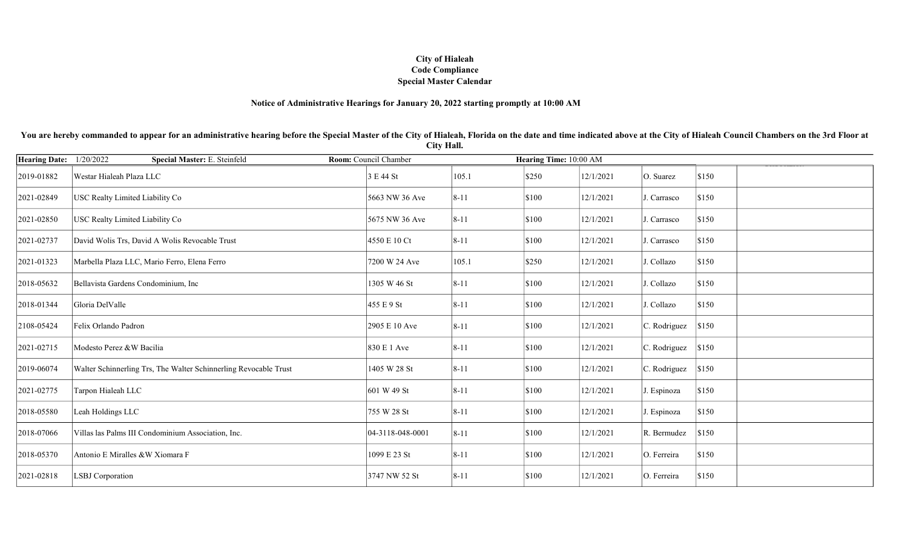**City of Hialeah**
**Code Compliance**
**Special Master Calendar**

**Notice of Administrative Hearings for January 20, 2022 starting promptly at 10:00 AM**

**You are hereby commanded to appear for an administrative hearing before the Special Master of the City of Hialeah, Florida on the date and time indicated above at the City of Hialeah Council Chambers on the 3rd Floor at City Hall.**

| **Hearing Date:** 1/20/2022 | **Special Master:** E. Steinfeld | **Room:** Council Chamber | | **Hearing Time:** 10:00 AM | | | | |
|---|---|---|---|---|---|---|---|---|
| 2019-01882 | Westar Hialeah Plaza LLC | 3 E 44 St | 105.1 | $250 | 12/1/2021 | O. Suarez | $150 | |
| 2021-02849 | USC Realty Limited Liability Co | 5663 NW 36 Ave | 8-11 | $100 | 12/1/2021 | J. Carrasco | $150 | |
| 2021-02850 | USC Realty Limited Liability Co | 5675 NW 36 Ave | 8-11 | $100 | 12/1/2021 | J. Carrasco | $150 | |
| 2021-02737 | David Wolis Trs, David A Wolis Revocable Trust | 4550 E 10 Ct | 8-11 | $100 | 12/1/2021 | J. Carrasco | $150 | |
| 2021-01323 | Marbella Plaza LLC, Mario Ferro, Elena Ferro | 7200 W 24 Ave | 105.1 | $250 | 12/1/2021 | J. Collazo | $150 | |
| 2018-05632 | Bellavista Gardens Condominium, Inc | 1305 W 46 St | 8-11 | $100 | 12/1/2021 | J. Collazo | $150 | |
| 2018-01344 | Gloria DelValle | 455 E 9 St | 8-11 | $100 | 12/1/2021 | J. Collazo | $150 | |
| 2108-05424 | Felix Orlando Padron | 2905 E 10 Ave | 8-11 | $100 | 12/1/2021 | C. Rodriguez | $150 | |
| 2021-02715 | Modesto Perez &W Bacilia | 830 E 1 Ave | 8-11 | $100 | 12/1/2021 | C. Rodriguez | $150 | |
| 2019-06074 | Walter Schinnerling Trs, The Walter Schinnerling Revocable Trust | 1405 W 28 St | 8-11 | $100 | 12/1/2021 | C. Rodriguez | $150 | |
| 2021-02775 | Tarpon Hialeah LLC | 601 W 49 St | 8-11 | $100 | 12/1/2021 | J. Espinoza | $150 | |
| 2018-05580 | Leah Holdings LLC | 755 W 28 St | 8-11 | $100 | 12/1/2021 | J. Espinoza | $150 | |
| 2018-07066 | Villas las Palms III Condominium Association, Inc. | 04-3118-048-0001 | 8-11 | $100 | 12/1/2021 | R. Bermudez | $150 | |
| 2018-05370 | Antonio E Miralles &W Xiomara F | 1099 E 23 St | 8-11 | $100 | 12/1/2021 | O. Ferreira | $150 | |
| 2021-02818 | LSBJ Corporation | 3747 NW 52 St | 8-11 | $100 | 12/1/2021 | O. Ferreira | $150 | |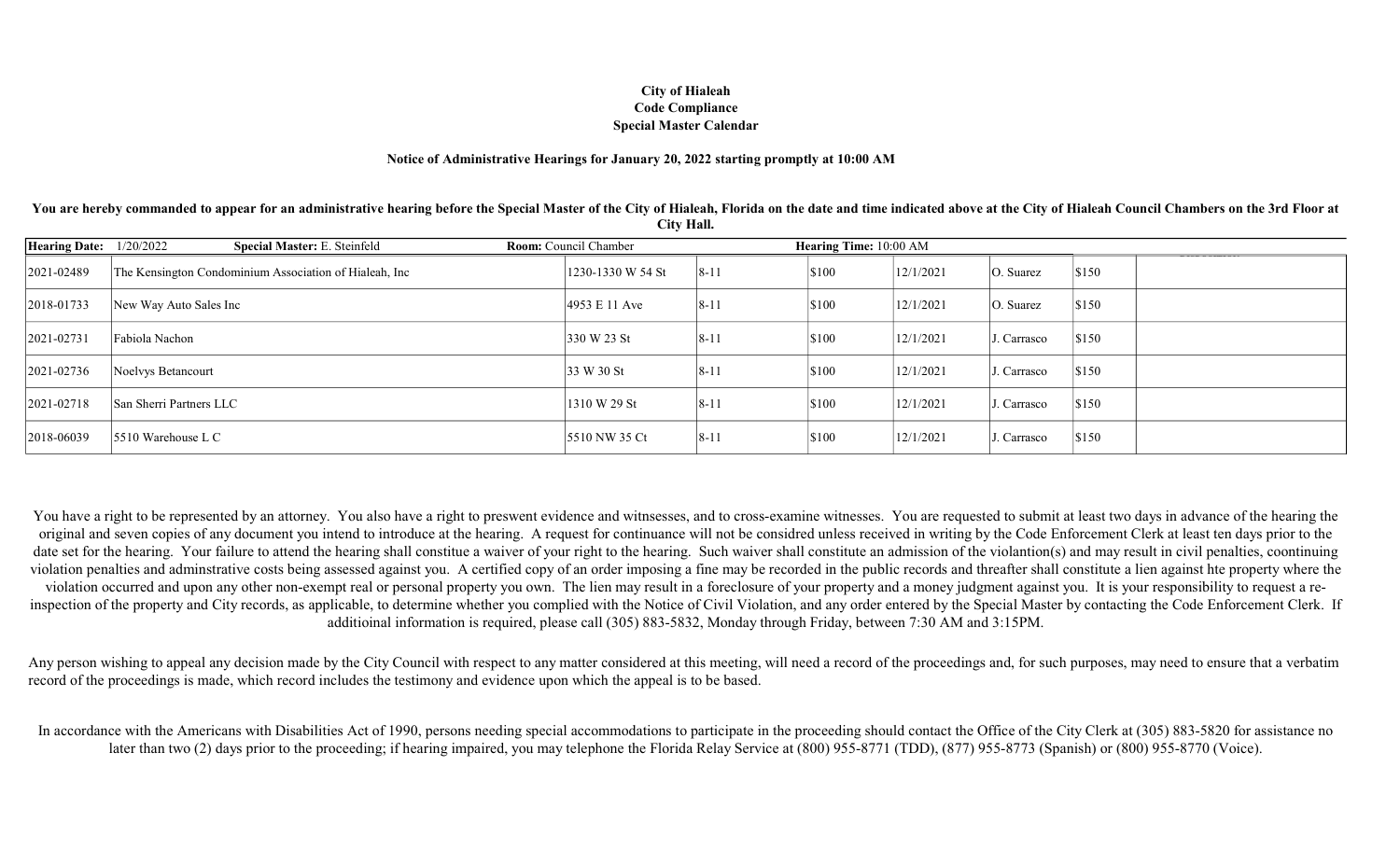**City of Hialeah**
**Code Compliance**
**Special Master Calendar**

**Notice of Administrative Hearings for January 20, 2022 starting promptly at 10:00 AM**

**You are hereby commanded to appear for an administrative hearing before the Special Master of the City of Hialeah, Florida on the date and time indicated above at the City of Hialeah Council Chambers on the 3rd Floor at City Hall.**

| **Hearing Date:** 1/20/2022 | **Special Master:** E. Steinfeld | **Room:** Council Chamber | | **Hearing Time:** 10:00 AM | | | | |
|---|---|---|---|---|---|---|---|---|
| 2021-02489 | The Kensington Condominium Association of Hialeah, Inc | 1230-1330 W 54 St | 8-11 | $100 | 12/1/2021 | O. Suarez | $150 | |
| 2018-01733 | New Way Auto Sales Inc | 4953 E 11 Ave | 8-11 | $100 | 12/1/2021 | O. Suarez | $150 | |
| 2021-02731 | Fabiola Nachon | 330 W 23 St | 8-11 | $100 | 12/1/2021 | J. Carrasco | $150 | |
| 2021-02736 | Noelvys Betancourt | 33 W 30 St | 8-11 | $100 | 12/1/2021 | J. Carrasco | $150 | |
| 2021-02718 | San Sherri Partners LLC | 1310 W 29 St | 8-11 | $100 | 12/1/2021 | J. Carrasco | $150 | |
| 2018-06039 | 5510 Warehouse L C | 5510 NW 35 Ct | 8-11 | $100 | 12/1/2021 | J. Carrasco | $150 | |

You have a right to be represented by an attorney. You also have a right to preswent evidence and witnsesses, and to cross-examine witnesses. You are requested to submit at least two days in advance of the hearing the original and seven copies of any document you intend to introduce at the hearing. A request for continuance will not be considred unless received in writing by the Code Enforcement Clerk at least ten days prior to the date set for the hearing. Your failure to attend the hearing shall constitue a waiver of your right to the hearing. Such waiver shall constitute an admission of the violantion(s) and may result in civil penalties, coontinuing violation penalties and adminstrative costs being assessed against you. A certified copy of an order imposing a fine may be recorded in the public records and threafter shall constitute a lien against hte property where the violation occurred and upon any other non-exempt real or personal property you own. The lien may result in a foreclosure of your property and a money judgment against you. It is your responsibility to request a re-inspection of the property and City records, as applicable, to determine whether you complied with the Notice of Civil Violation, and any order entered by the Special Master by contacting the Code Enforcement Clerk. If additioinal information is required, please call (305) 883-5832, Monday through Friday, between 7:30 AM and 3:15PM.

Any person wishing to appeal any decision made by the City Council with respect to any matter considered at this meeting, will need a record of the proceedings and, for such purposes, may need to ensure that a verbatim record of the proceedings is made, which record includes the testimony and evidence upon which the appeal is to be based.

In accordance with the Americans with Disabilities Act of 1990, persons needing special accommodations to participate in the proceeding should contact the Office of the City Clerk at (305) 883-5820 for assistance no later than two (2) days prior to the proceeding; if hearing impaired, you may telephone the Florida Relay Service at (800) 955-8771 (TDD), (877) 955-8773 (Spanish) or (800) 955-8770 (Voice).